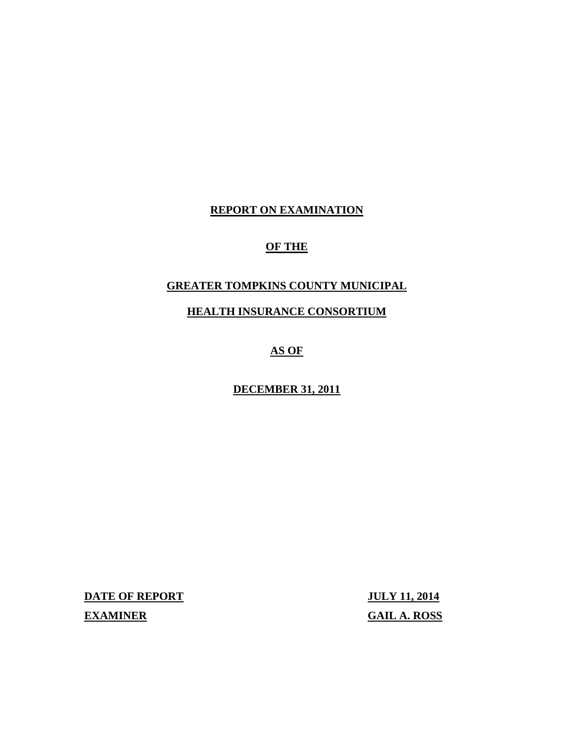# REPORT ON EXAMINATION

## OF THE

## GREATER TOMPKINS COUNTY MUNICIPAL

## HEALTH INSURANCE CONSORTIUM

## AS OF

## DECEMBER 31, 2011

| | |
|---|---|
| **DATE OF REPORT** | **JULY 11, 2014** |
| **EXAMINER** | **GAIL A. ROSS** |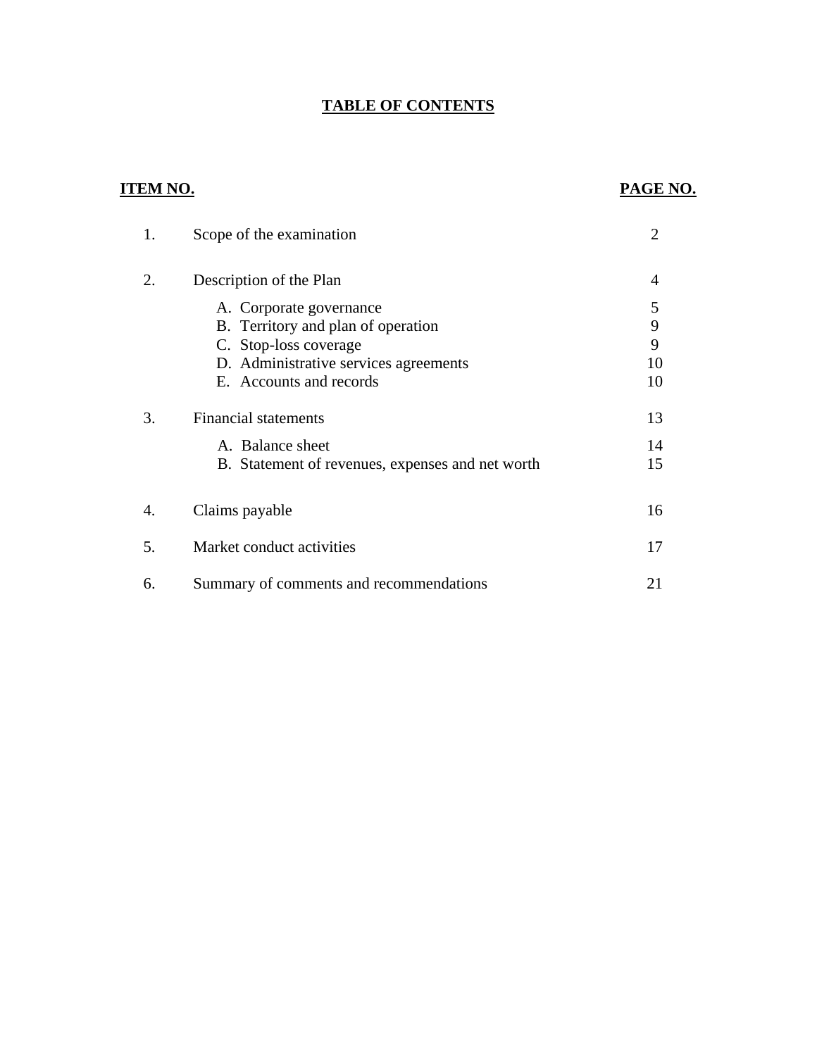# TABLE OF CONTENTS

| ITEM NO. | | PAGE NO. |
|---|---|---|
| 1. | Scope of the examination | 2 |
| 2. | Description of the Plan | 4 |
| | A. Corporate governance | 5 |
| | B. Territory and plan of operation | 9 |
| | C. Stop-loss coverage | 9 |
| | D. Administrative services agreements | 10 |
| | E. Accounts and records | 10 |
| 3. | Financial statements | 13 |
| | A. Balance sheet | 14 |
| | B. Statement of revenues, expenses and net worth | 15 |
| 4. | Claims payable | 16 |
| 5. | Market conduct activities | 17 |
| 6. | Summary of comments and recommendations | 21 |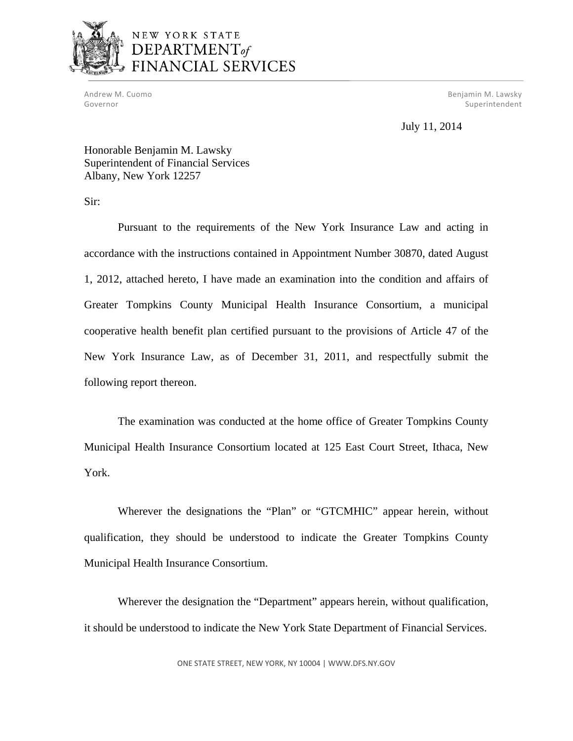NEW YORK STATE
DEPARTMENT *of*
FINANCIAL SERVICES

Andrew M. Cuomo
Governor

Benjamin M. Lawsky
Superintendent

July 11, 2014

Honorable Benjamin M. Lawsky
Superintendent of Financial Services
Albany, New York 12257

Sir:

Pursuant to the requirements of the New York Insurance Law and acting in accordance with the instructions contained in Appointment Number 30870, dated August 1, 2012, attached hereto, I have made an examination into the condition and affairs of Greater Tompkins County Municipal Health Insurance Consortium, a municipal cooperative health benefit plan certified pursuant to the provisions of Article 47 of the New York Insurance Law, as of December 31, 2011, and respectfully submit the following report thereon.

The examination was conducted at the home office of Greater Tompkins County Municipal Health Insurance Consortium located at 125 East Court Street, Ithaca, New York.

Wherever the designations the "Plan" or "GTCMHIC" appear herein, without qualification, they should be understood to indicate the Greater Tompkins County Municipal Health Insurance Consortium.

Wherever the designation the "Department" appears herein, without qualification, it should be understood to indicate the New York State Department of Financial Services.

ONE STATE STREET, NEW YORK, NY 10004 | WWW.DFS.NY.GOV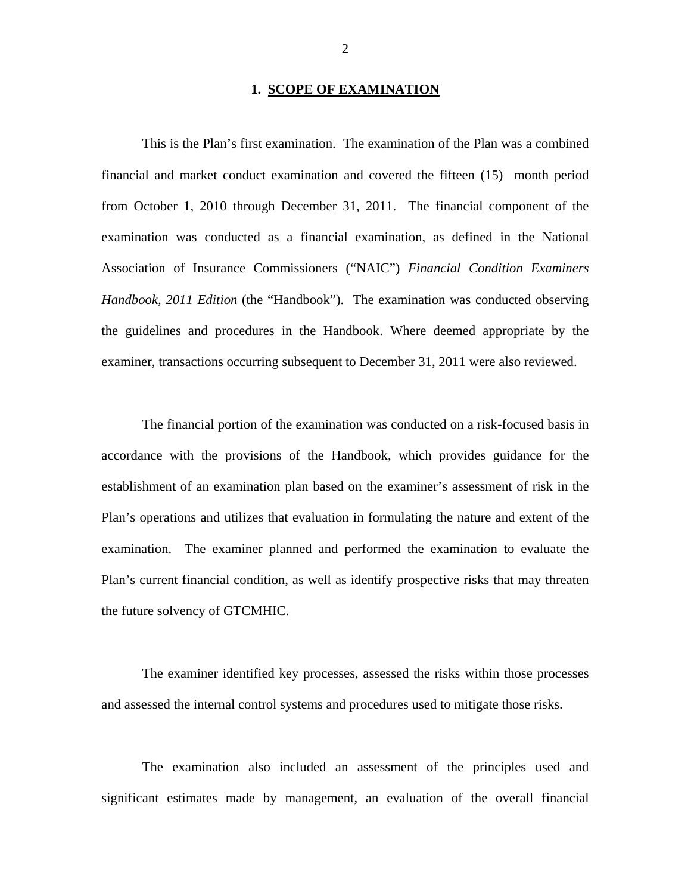## 1. SCOPE OF EXAMINATION

This is the Plan's first examination. The examination of the Plan was a combined financial and market conduct examination and covered the fifteen (15) month period from October 1, 2010 through December 31, 2011. The financial component of the examination was conducted as a financial examination, as defined in the National Association of Insurance Commissioners ("NAIC") *Financial Condition Examiners Handbook, 2011 Edition* (the "Handbook"). The examination was conducted observing the guidelines and procedures in the Handbook. Where deemed appropriate by the examiner, transactions occurring subsequent to December 31, 2011 were also reviewed.

The financial portion of the examination was conducted on a risk-focused basis in accordance with the provisions of the Handbook, which provides guidance for the establishment of an examination plan based on the examiner's assessment of risk in the Plan's operations and utilizes that evaluation in formulating the nature and extent of the examination. The examiner planned and performed the examination to evaluate the Plan's current financial condition, as well as identify prospective risks that may threaten the future solvency of GTCMHIC.

The examiner identified key processes, assessed the risks within those processes and assessed the internal control systems and procedures used to mitigate those risks.

The examination also included an assessment of the principles used and significant estimates made by management, an evaluation of the overall financial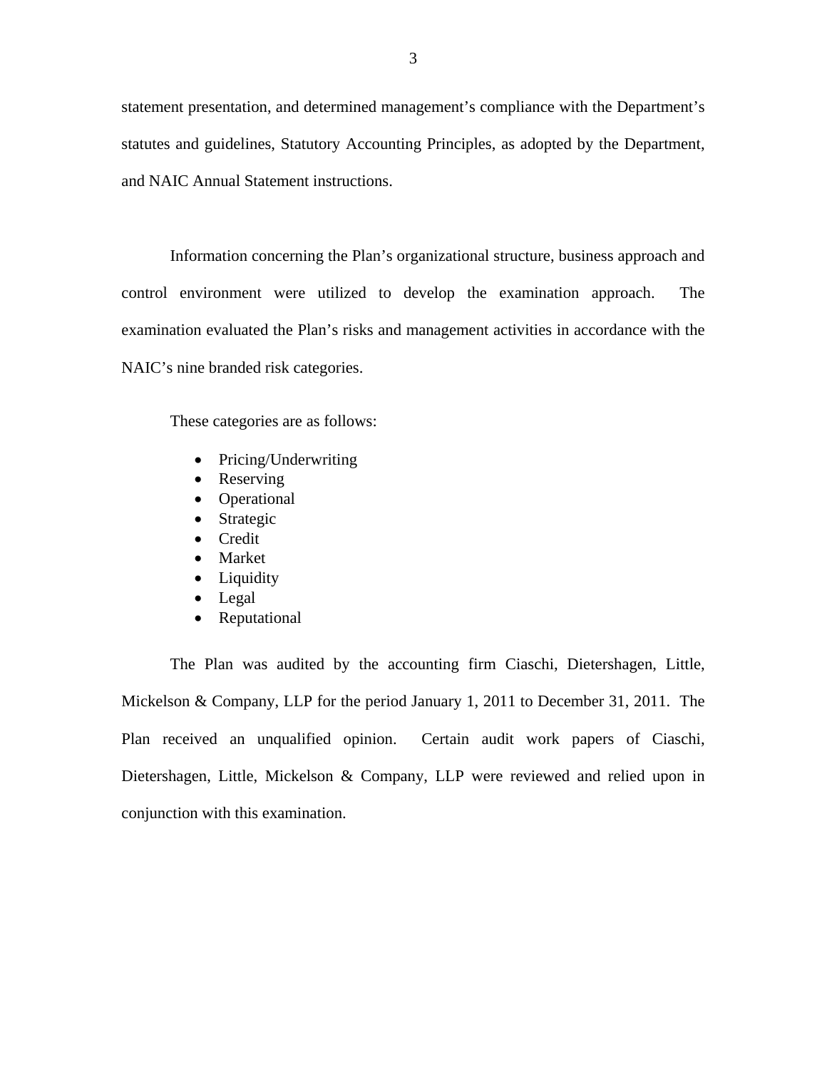statement presentation, and determined management's compliance with the Department's statutes and guidelines, Statutory Accounting Principles, as adopted by the Department, and NAIC Annual Statement instructions.

Information concerning the Plan's organizational structure, business approach and control environment were utilized to develop the examination approach. The examination evaluated the Plan's risks and management activities in accordance with the NAIC's nine branded risk categories.

These categories are as follows:

- Pricing/Underwriting
- Reserving
- Operational
- Strategic
- Credit
- Market
- Liquidity
- Legal
- Reputational

The Plan was audited by the accounting firm Ciaschi, Dietershagen, Little, Mickelson & Company, LLP for the period January 1, 2011 to December 31, 2011. The Plan received an unqualified opinion. Certain audit work papers of Ciaschi, Dietershagen, Little, Mickelson & Company, LLP were reviewed and relied upon in conjunction with this examination.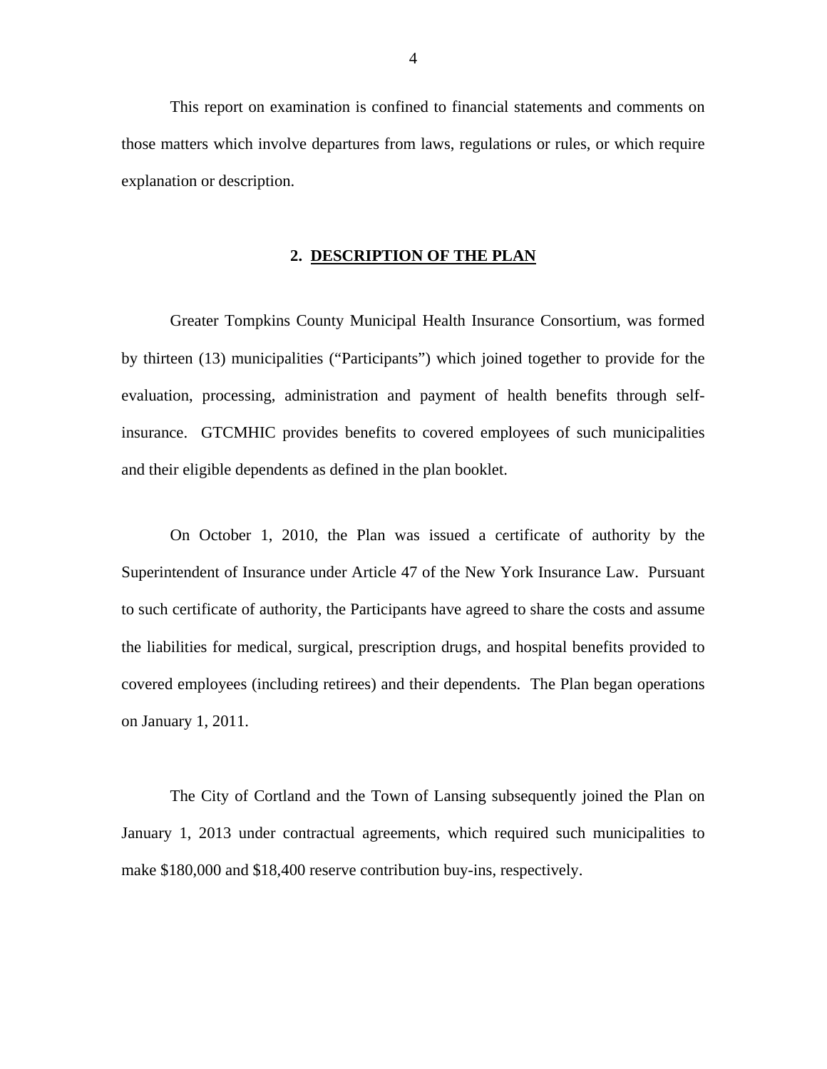This report on examination is confined to financial statements and comments on those matters which involve departures from laws, regulations or rules, or which require explanation or description.

## 2. DESCRIPTION OF THE PLAN

Greater Tompkins County Municipal Health Insurance Consortium, was formed by thirteen (13) municipalities ("Participants") which joined together to provide for the evaluation, processing, administration and payment of health benefits through self-insurance. GTCMHIC provides benefits to covered employees of such municipalities and their eligible dependents as defined in the plan booklet.

On October 1, 2010, the Plan was issued a certificate of authority by the Superintendent of Insurance under Article 47 of the New York Insurance Law. Pursuant to such certificate of authority, the Participants have agreed to share the costs and assume the liabilities for medical, surgical, prescription drugs, and hospital benefits provided to covered employees (including retirees) and their dependents. The Plan began operations on January 1, 2011.

The City of Cortland and the Town of Lansing subsequently joined the Plan on January 1, 2013 under contractual agreements, which required such municipalities to make $180,000 and $18,400 reserve contribution buy-ins, respectively.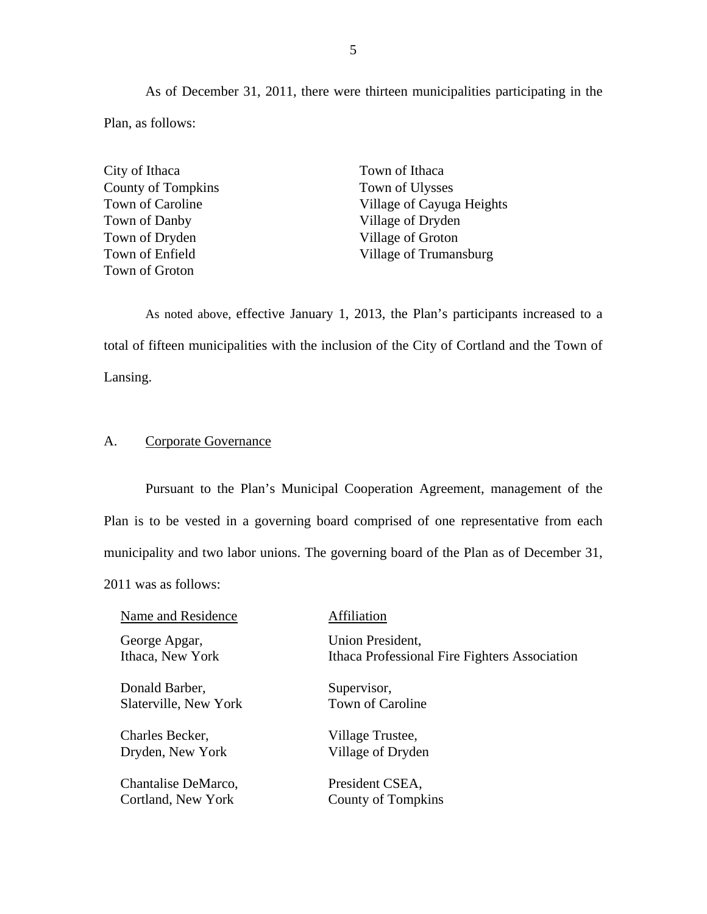As of December 31, 2011, there were thirteen municipalities participating in the Plan, as follows:

| | |
|---|---|
| City of Ithaca | Town of Ithaca |
| County of Tompkins | Town of Ulysses |
| Town of Caroline | Village of Cayuga Heights |
| Town of Danby | Village of Dryden |
| Town of Dryden | Village of Groton |
| Town of Enfield | Village of Trumansburg |
| Town of Groton | |

As noted above, effective January 1, 2013, the Plan's participants increased to a total of fifteen municipalities with the inclusion of the City of Cortland and the Town of Lansing.

## A. Corporate Governance

Pursuant to the Plan's Municipal Cooperation Agreement, management of the Plan is to be vested in a governing board comprised of one representative from each municipality and two labor unions. The governing board of the Plan as of December 31, 2011 was as follows:

| Name and Residence | Affiliation |
|---|---|
| George Apgar,<br>Ithaca, New York | Union President,<br>Ithaca Professional Fire Fighters Association |
| Donald Barber,<br>Slaterville, New York | Supervisor,<br>Town of Caroline |
| Charles Becker,<br>Dryden, New York | Village Trustee,<br>Village of Dryden |
| Chantalise DeMarco,<br>Cortland, New York | President CSEA,<br>County of Tompkins |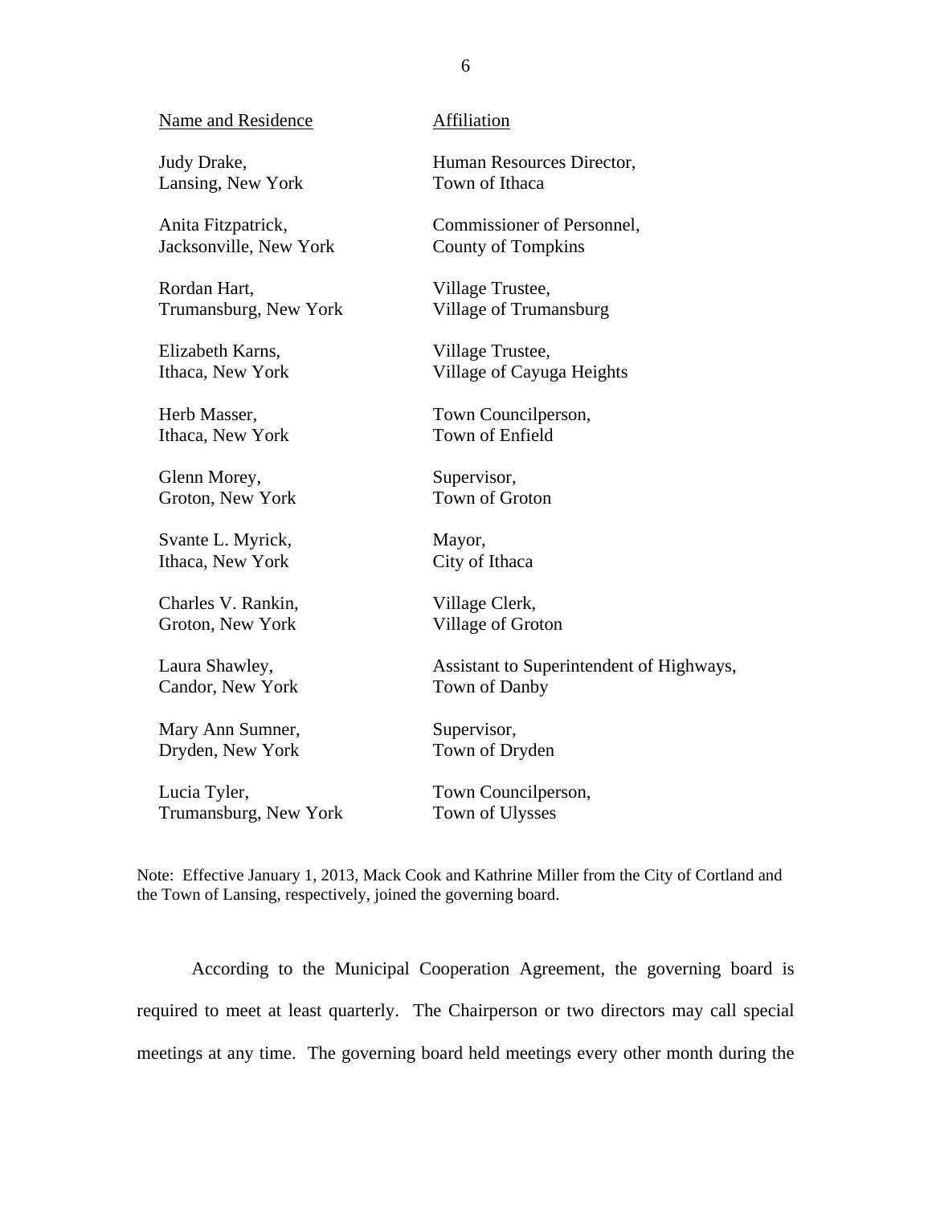| Name and Residence | Affiliation |
| --- | --- |
| Judy Drake, Lansing, New York | Human Resources Director, Town of Ithaca |
| Anita Fitzpatrick, Jacksonville, New York | Commissioner of Personnel, County of Tompkins |
| Rordan Hart, Trumansburg, New York | Village Trustee, Village of Trumansburg |
| Elizabeth Karns, Ithaca, New York | Village Trustee, Village of Cayuga Heights |
| Herb Masser, Ithaca, New York | Town Councilperson, Town of Enfield |
| Glenn Morey, Groton, New York | Supervisor, Town of Groton |
| Svante L. Myrick, Ithaca, New York | Mayor, City of Ithaca |
| Charles V. Rankin, Groton, New York | Village Clerk, Village of Groton |
| Laura Shawley, Candor, New York | Assistant to Superintendent of Highways, Town of Danby |
| Mary Ann Sumner, Dryden, New York | Supervisor, Town of Dryden |
| Lucia Tyler, Trumansburg, New York | Town Councilperson, Town of Ulysses |

Note: Effective January 1, 2013, Mack Cook and Kathrine Miller from the City of Cortland and the Town of Lansing, respectively, joined the governing board.

According to the Municipal Cooperation Agreement, the governing board is required to meet at least quarterly. The Chairperson or two directors may call special meetings at any time. The governing board held meetings every other month during the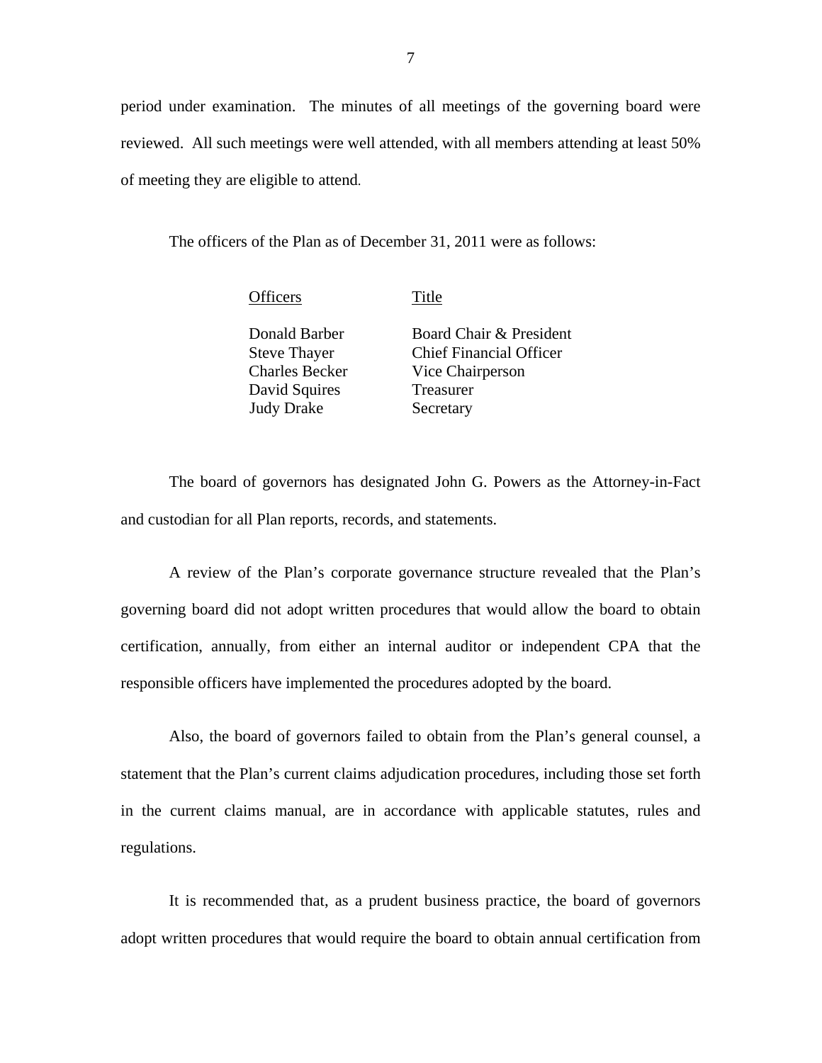period under examination. The minutes of all meetings of the governing board were reviewed. All such meetings were well attended, with all members attending at least 50% of meeting they are eligible to attend.

The officers of the Plan as of December 31, 2011 were as follows:

| Officers | Title |
|---|---|
| Donald Barber | Board Chair & President |
| Steve Thayer | Chief Financial Officer |
| Charles Becker | Vice Chairperson |
| David Squires | Treasurer |
| Judy Drake | Secretary |

The board of governors has designated John G. Powers as the Attorney-in-Fact and custodian for all Plan reports, records, and statements.

A review of the Plan's corporate governance structure revealed that the Plan's governing board did not adopt written procedures that would allow the board to obtain certification, annually, from either an internal auditor or independent CPA that the responsible officers have implemented the procedures adopted by the board.

Also, the board of governors failed to obtain from the Plan's general counsel, a statement that the Plan's current claims adjudication procedures, including those set forth in the current claims manual, are in accordance with applicable statutes, rules and regulations.

It is recommended that, as a prudent business practice, the board of governors adopt written procedures that would require the board to obtain annual certification from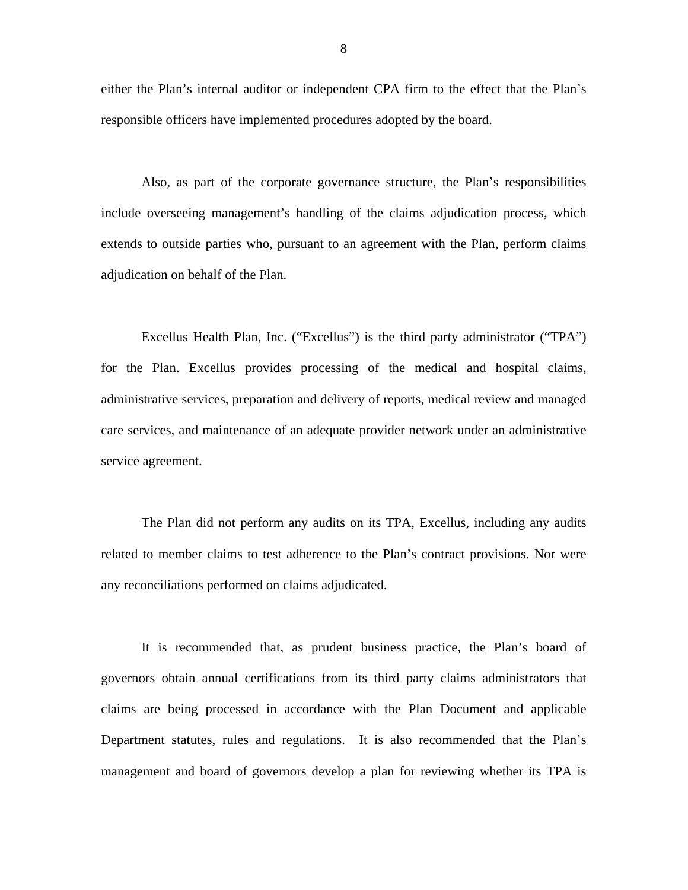either the Plan's internal auditor or independent CPA firm to the effect that the Plan's responsible officers have implemented procedures adopted by the board.

Also, as part of the corporate governance structure, the Plan's responsibilities include overseeing management's handling of the claims adjudication process, which extends to outside parties who, pursuant to an agreement with the Plan, perform claims adjudication on behalf of the Plan.

Excellus Health Plan, Inc. ("Excellus") is the third party administrator ("TPA") for the Plan. Excellus provides processing of the medical and hospital claims, administrative services, preparation and delivery of reports, medical review and managed care services, and maintenance of an adequate provider network under an administrative service agreement.

The Plan did not perform any audits on its TPA, Excellus, including any audits related to member claims to test adherence to the Plan's contract provisions. Nor were any reconciliations performed on claims adjudicated.

It is recommended that, as prudent business practice, the Plan's board of governors obtain annual certifications from its third party claims administrators that claims are being processed in accordance with the Plan Document and applicable Department statutes, rules and regulations. It is also recommended that the Plan's management and board of governors develop a plan for reviewing whether its TPA is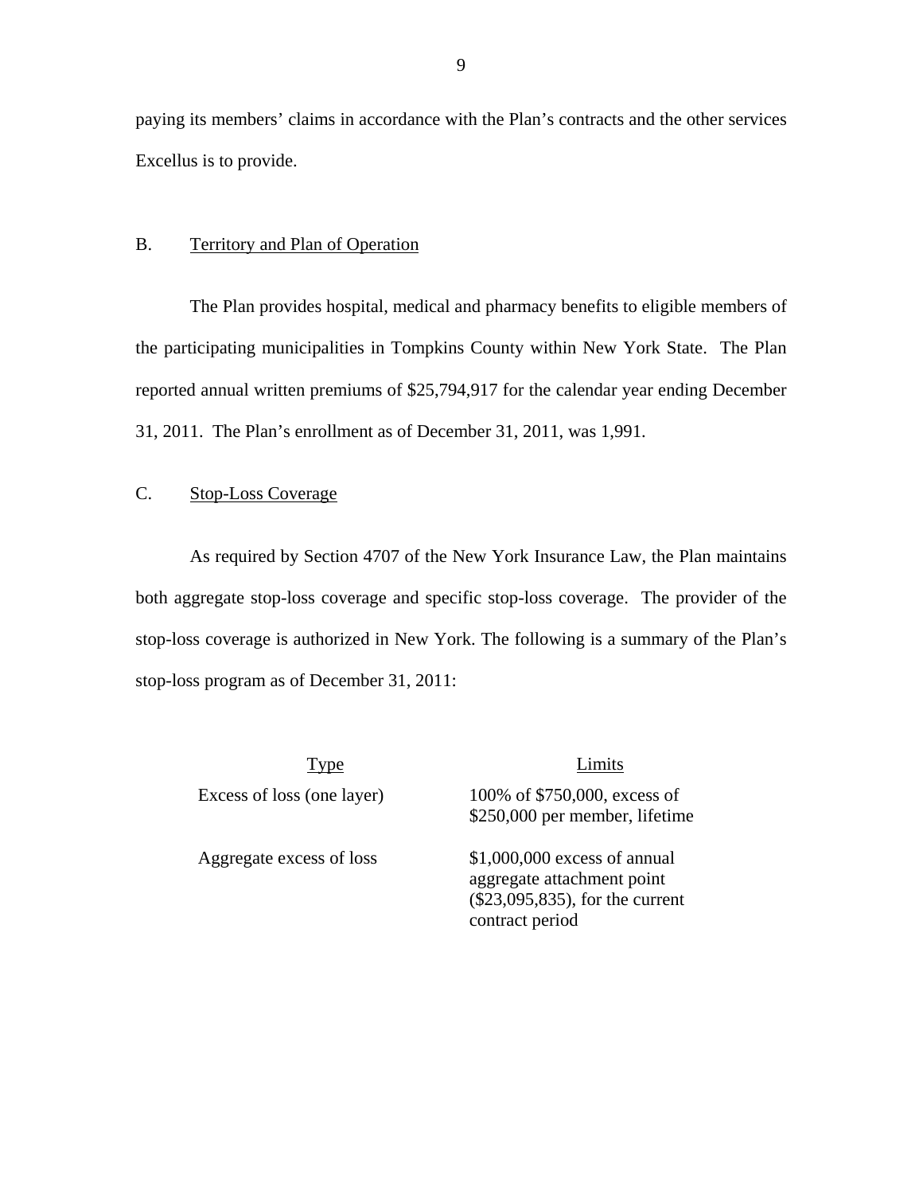paying its members' claims in accordance with the Plan's contracts and the other services Excellus is to provide.

## B. Territory and Plan of Operation

The Plan provides hospital, medical and pharmacy benefits to eligible members of the participating municipalities in Tompkins County within New York State. The Plan reported annual written premiums of $25,794,917 for the calendar year ending December 31, 2011. The Plan's enrollment as of December 31, 2011, was 1,991.

## C. Stop-Loss Coverage

As required by Section 4707 of the New York Insurance Law, the Plan maintains both aggregate stop-loss coverage and specific stop-loss coverage. The provider of the stop-loss coverage is authorized in New York. The following is a summary of the Plan's stop-loss program as of December 31, 2011:

| Type | Limits |
|---|---|
| Excess of loss (one layer) | 100% of $750,000, excess of $250,000 per member, lifetime |
| Aggregate excess of loss | $1,000,000 excess of annual aggregate attachment point ($23,095,835), for the current contract period |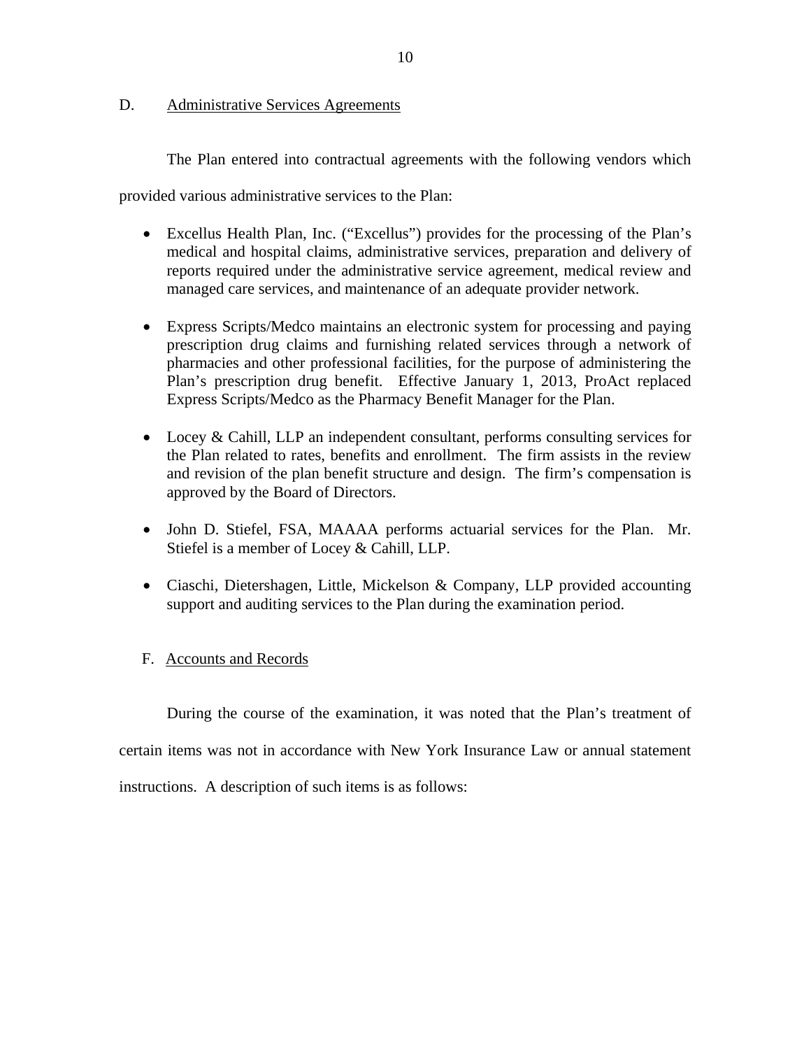## D. Administrative Services Agreements

The Plan entered into contractual agreements with the following vendors which provided various administrative services to the Plan:

- Excellus Health Plan, Inc. ("Excellus") provides for the processing of the Plan's medical and hospital claims, administrative services, preparation and delivery of reports required under the administrative service agreement, medical review and managed care services, and maintenance of an adequate provider network.

- Express Scripts/Medco maintains an electronic system for processing and paying prescription drug claims and furnishing related services through a network of pharmacies and other professional facilities, for the purpose of administering the Plan's prescription drug benefit. Effective January 1, 2013, ProAct replaced Express Scripts/Medco as the Pharmacy Benefit Manager for the Plan.

- Locey & Cahill, LLP an independent consultant, performs consulting services for the Plan related to rates, benefits and enrollment. The firm assists in the review and revision of the plan benefit structure and design. The firm's compensation is approved by the Board of Directors.

- John D. Stiefel, FSA, MAAAA performs actuarial services for the Plan. Mr. Stiefel is a member of Locey & Cahill, LLP.

- Ciaschi, Dietershagen, Little, Mickelson & Company, LLP provided accounting support and auditing services to the Plan during the examination period.

## F. Accounts and Records

During the course of the examination, it was noted that the Plan's treatment of certain items was not in accordance with New York Insurance Law or annual statement instructions. A description of such items is as follows: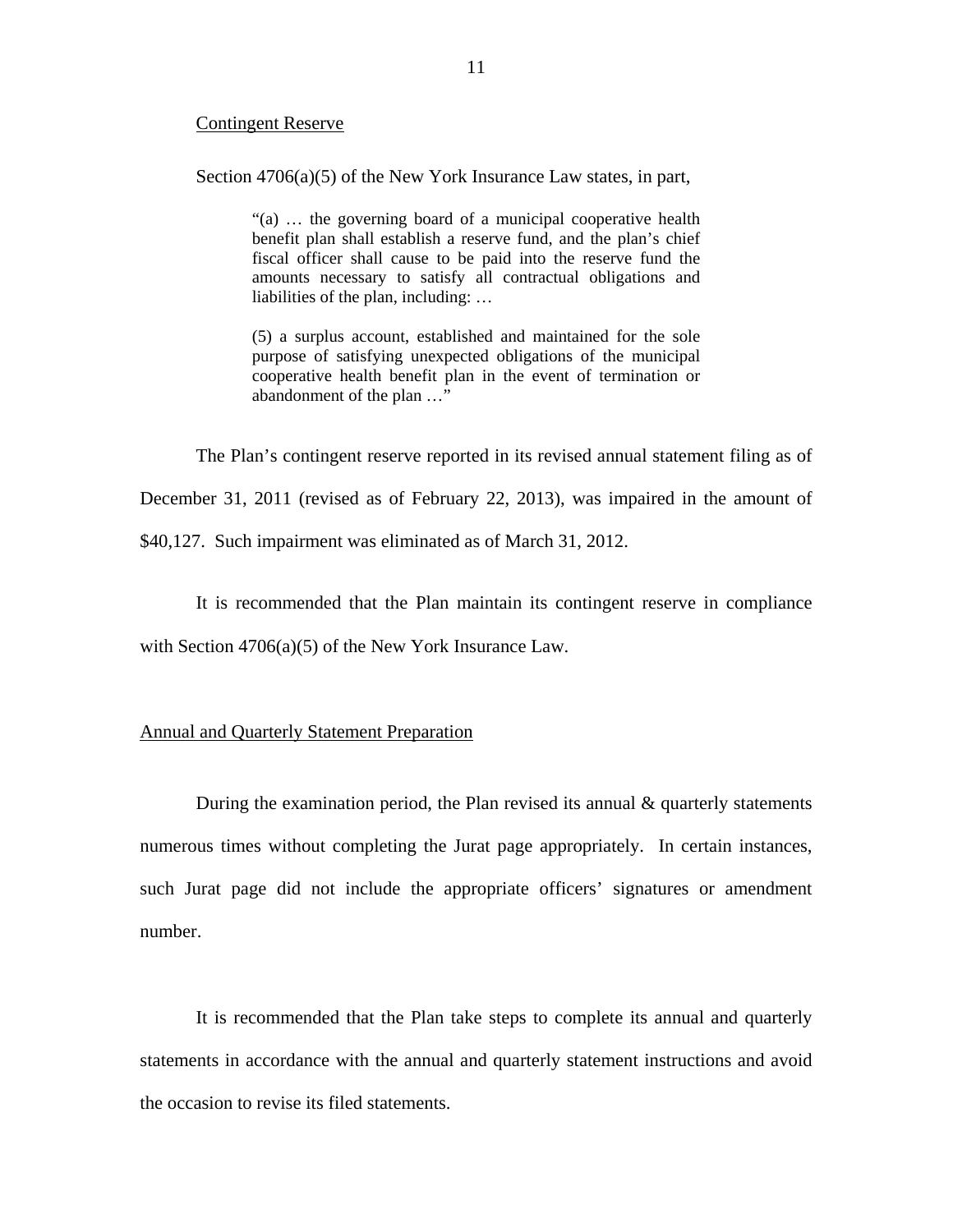Contingent Reserve

Section 4706(a)(5) of the New York Insurance Law states, in part,

> "(a) … the governing board of a municipal cooperative health benefit plan shall establish a reserve fund, and the plan's chief fiscal officer shall cause to be paid into the reserve fund the amounts necessary to satisfy all contractual obligations and liabilities of the plan, including: …
>
> (5) a surplus account, established and maintained for the sole purpose of satisfying unexpected obligations of the municipal cooperative health benefit plan in the event of termination or abandonment of the plan …"

The Plan's contingent reserve reported in its revised annual statement filing as of December 31, 2011 (revised as of February 22, 2013), was impaired in the amount of $40,127. Such impairment was eliminated as of March 31, 2012.

It is recommended that the Plan maintain its contingent reserve in compliance with Section 4706(a)(5) of the New York Insurance Law.

Annual and Quarterly Statement Preparation

During the examination period, the Plan revised its annual & quarterly statements numerous times without completing the Jurat page appropriately. In certain instances, such Jurat page did not include the appropriate officers' signatures or amendment number.

It is recommended that the Plan take steps to complete its annual and quarterly statements in accordance with the annual and quarterly statement instructions and avoid the occasion to revise its filed statements.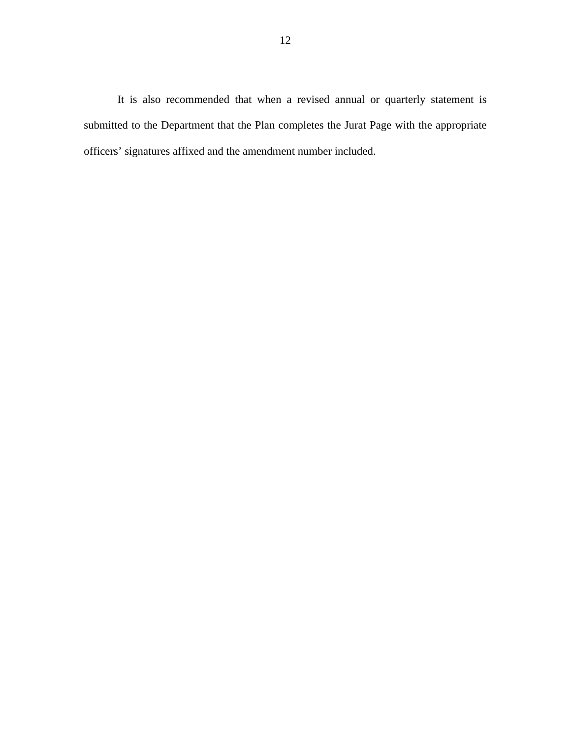It is also recommended that when a revised annual or quarterly statement is submitted to the Department that the Plan completes the Jurat Page with the appropriate officers’ signatures affixed and the amendment number included.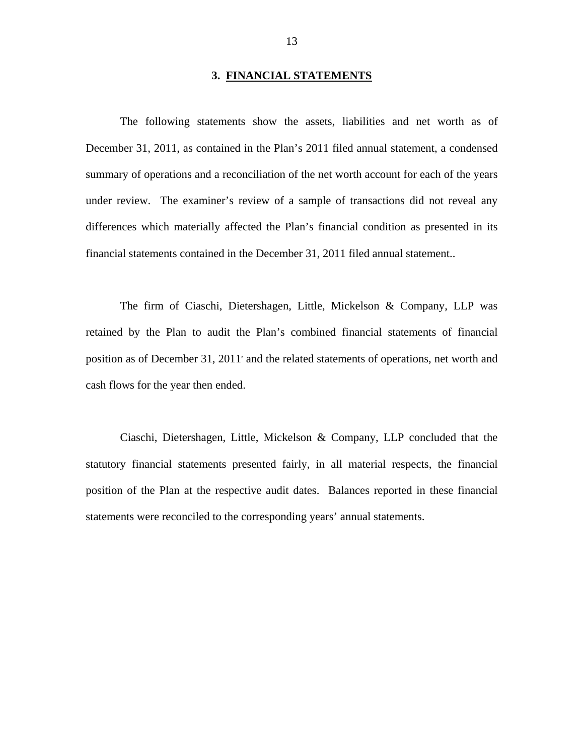## 3. FINANCIAL STATEMENTS

The following statements show the assets, liabilities and net worth as of December 31, 2011, as contained in the Plan's 2011 filed annual statement, a condensed summary of operations and a reconciliation of the net worth account for each of the years under review. The examiner's review of a sample of transactions did not reveal any differences which materially affected the Plan's financial condition as presented in its financial statements contained in the December 31, 2011 filed annual statement..

The firm of Ciaschi, Dietershagen, Little, Mickelson & Company, LLP was retained by the Plan to audit the Plan's combined financial statements of financial position as of December 31, 2011, and the related statements of operations, net worth and cash flows for the year then ended.

Ciaschi, Dietershagen, Little, Mickelson & Company, LLP concluded that the statutory financial statements presented fairly, in all material respects, the financial position of the Plan at the respective audit dates. Balances reported in these financial statements were reconciled to the corresponding years' annual statements.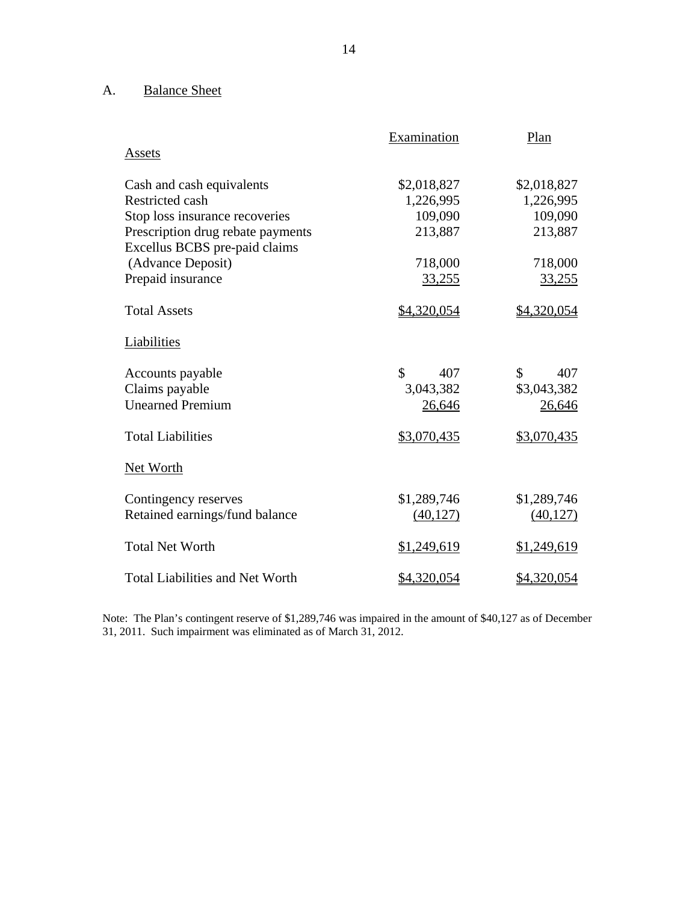## A. Balance Sheet

| | Examination | Plan |
|---|---|---|
| **Assets** | | |
| Cash and cash equivalents | $2,018,827 | $2,018,827 |
| Restricted cash | 1,226,995 | 1,226,995 |
| Stop loss insurance recoveries | 109,090 | 109,090 |
| Prescription drug rebate payments | 213,887 | 213,887 |
| Excellus BCBS pre-paid claims (Advance Deposit) | 718,000 | 718,000 |
| Prepaid insurance | 33,255 | 33,255 |
| Total Assets | $4,320,054 | $4,320,054 |
| **Liabilities** | | |
| Accounts payable | $ 407 | $ 407 |
| Claims payable | 3,043,382 | $3,043,382 |
| Unearned Premium | 26,646 | 26,646 |
| Total Liabilities | $3,070,435 | $3,070,435 |
| **Net Worth** | | |
| Contingency reserves | $1,289,746 | $1,289,746 |
| Retained earnings/fund balance | (40,127) | (40,127) |
| Total Net Worth | $1,249,619 | $1,249,619 |
| Total Liabilities and Net Worth | $4,320,054 | $4,320,054 |

Note: The Plan's contingent reserve of $1,289,746 was impaired in the amount of $40,127 as of December 31, 2011. Such impairment was eliminated as of March 31, 2012.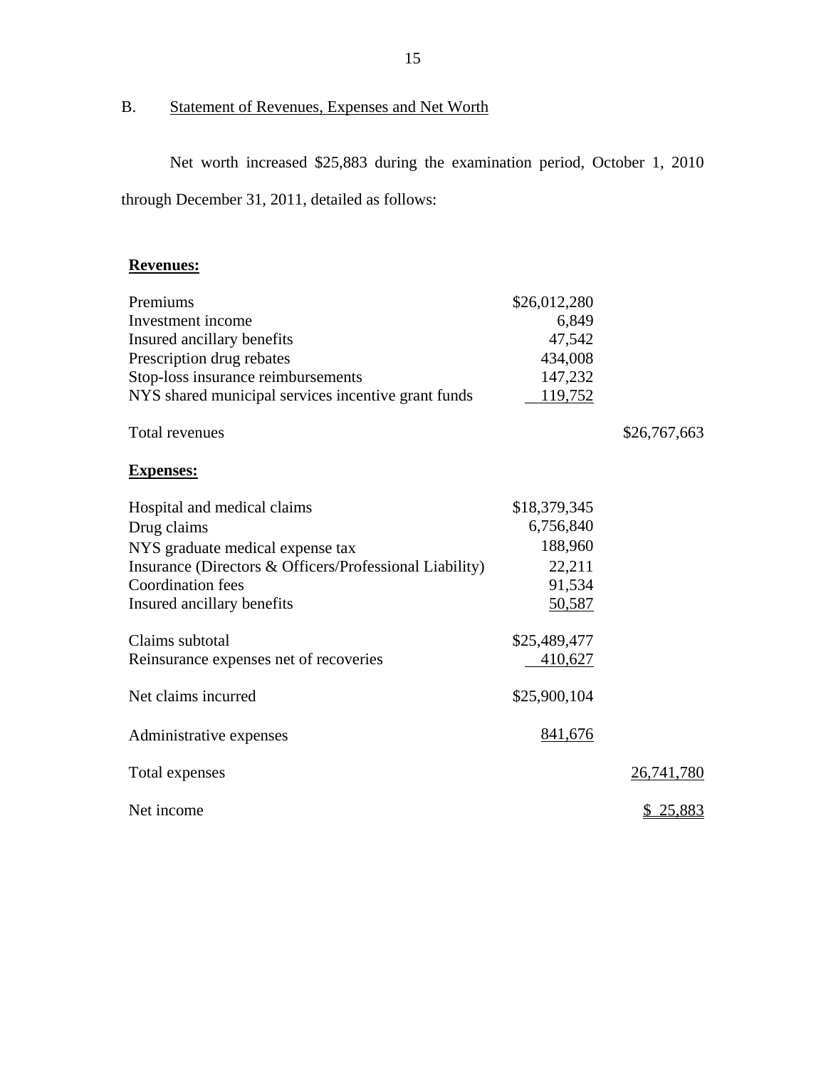B. Statement of Revenues, Expenses and Net Worth

Net worth increased $25,883 during the examination period, October 1, 2010 through December 31, 2011, detailed as follows:

| | | |
|---|---|---|
| **Revenues:** | | |
| Premiums | $26,012,280 | |
| Investment income | 6,849 | |
| Insured ancillary benefits | 47,542 | |
| Prescription drug rebates | 434,008 | |
| Stop-loss insurance reimbursements | 147,232 | |
| NYS shared municipal services incentive grant funds | 119,752 | |
| Total revenues | | $26,767,663 |
| **Expenses:** | | |
| Hospital and medical claims | $18,379,345 | |
| Drug claims | 6,756,840 | |
| NYS graduate medical expense tax | 188,960 | |
| Insurance (Directors & Officers/Professional Liability) | 22,211 | |
| Coordination fees | 91,534 | |
| Insured ancillary benefits | 50,587 | |
| Claims subtotal | $25,489,477 | |
| Reinsurance expenses net of recoveries | 410,627 | |
| Net claims incurred | $25,900,104 | |
| Administrative expenses | 841,676 | |
| Total expenses | | 26,741,780 |
| Net income | | $ 25,883 |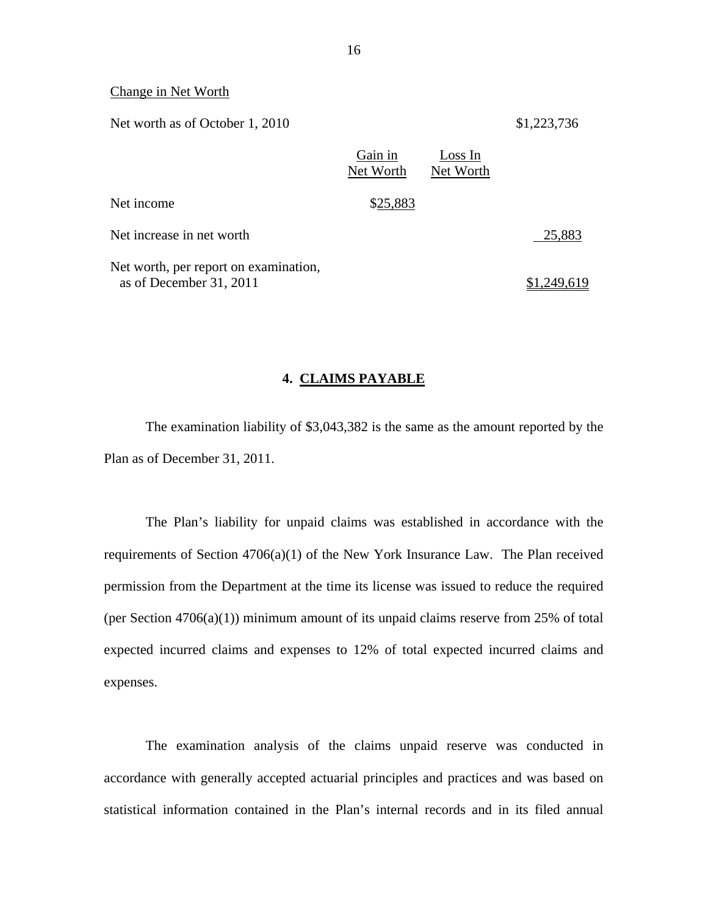Change in Net Worth

| | Gain in Net Worth | Loss In Net Worth | |
|---|---|---|---|
| Net worth as of October 1, 2010 | | | $1,223,736 |
| Net income | $25,883 | | |
| Net increase in net worth | | | 25,883 |
| Net worth, per report on examination, as of December 31, 2011 | | | $1,249,619 |

## 4. CLAIMS PAYABLE

The examination liability of $3,043,382 is the same as the amount reported by the Plan as of December 31, 2011.

The Plan's liability for unpaid claims was established in accordance with the requirements of Section 4706(a)(1) of the New York Insurance Law. The Plan received permission from the Department at the time its license was issued to reduce the required (per Section 4706(a)(1)) minimum amount of its unpaid claims reserve from 25% of total expected incurred claims and expenses to 12% of total expected incurred claims and expenses.

The examination analysis of the claims unpaid reserve was conducted in accordance with generally accepted actuarial principles and practices and was based on statistical information contained in the Plan's internal records and in its filed annual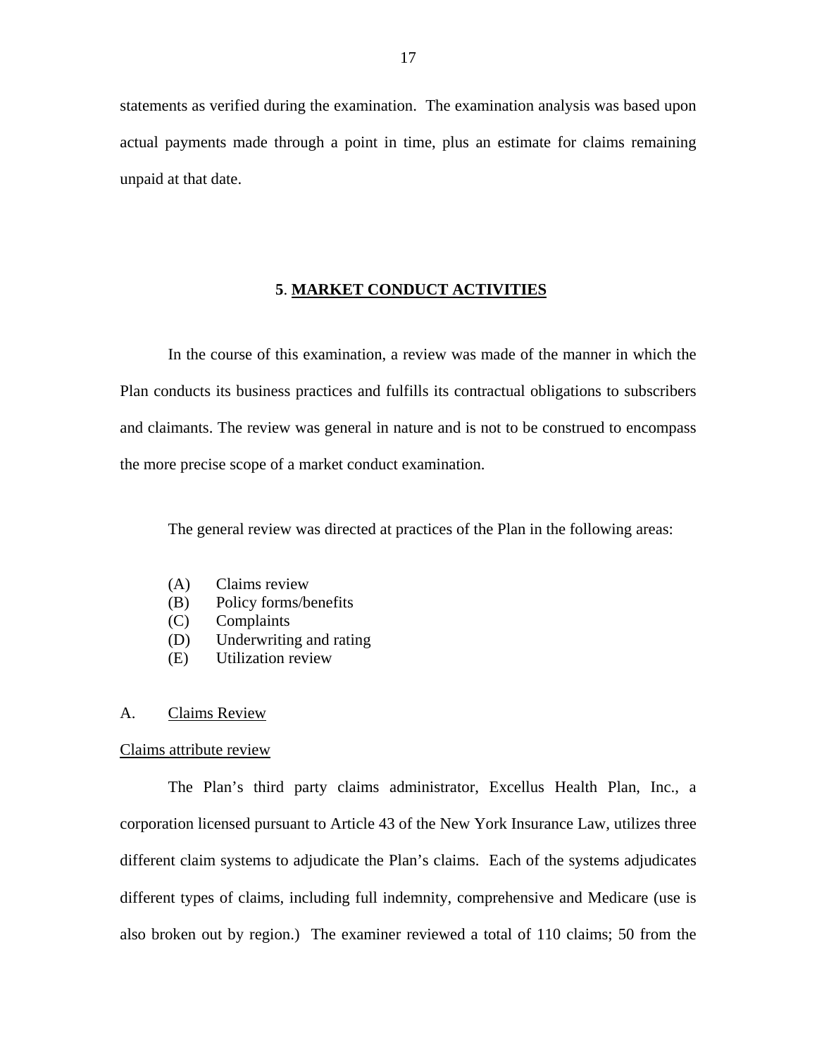statements as verified during the examination. The examination analysis was based upon actual payments made through a point in time, plus an estimate for claims remaining unpaid at that date.

## 5. MARKET CONDUCT ACTIVITIES

In the course of this examination, a review was made of the manner in which the Plan conducts its business practices and fulfills its contractual obligations to subscribers and claimants. The review was general in nature and is not to be construed to encompass the more precise scope of a market conduct examination.

The general review was directed at practices of the Plan in the following areas:

(A) Claims review
(B) Policy forms/benefits
(C) Complaints
(D) Underwriting and rating
(E) Utilization review

A. Claims Review

Claims attribute review

The Plan's third party claims administrator, Excellus Health Plan, Inc., a corporation licensed pursuant to Article 43 of the New York Insurance Law, utilizes three different claim systems to adjudicate the Plan's claims. Each of the systems adjudicates different types of claims, including full indemnity, comprehensive and Medicare (use is also broken out by region.) The examiner reviewed a total of 110 claims; 50 from the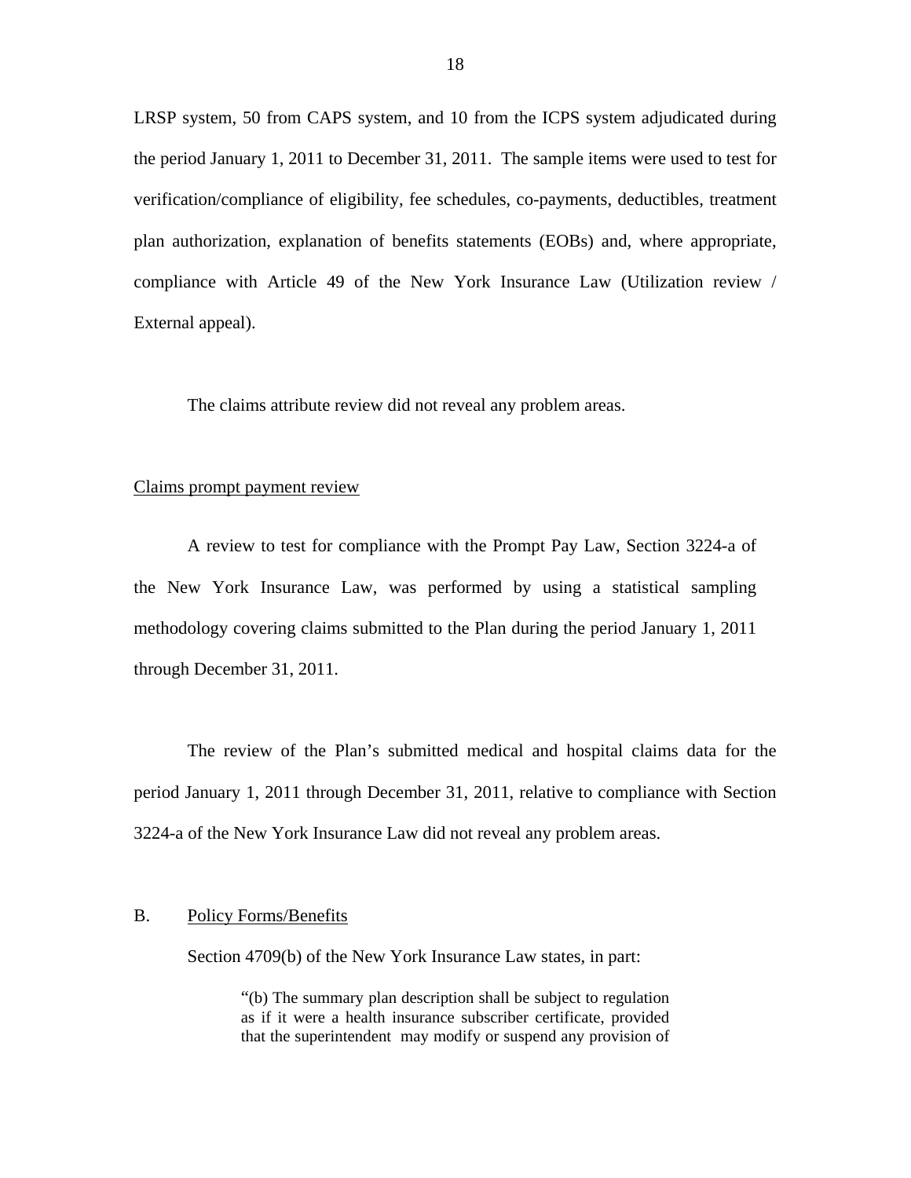LRSP system, 50 from CAPS system, and 10 from the ICPS system adjudicated during the period January 1, 2011 to December 31, 2011. The sample items were used to test for verification/compliance of eligibility, fee schedules, co-payments, deductibles, treatment plan authorization, explanation of benefits statements (EOBs) and, where appropriate, compliance with Article 49 of the New York Insurance Law (Utilization review / External appeal).

The claims attribute review did not reveal any problem areas.

Claims prompt payment review

A review to test for compliance with the Prompt Pay Law, Section 3224-a of the New York Insurance Law, was performed by using a statistical sampling methodology covering claims submitted to the Plan during the period January 1, 2011 through December 31, 2011.

The review of the Plan's submitted medical and hospital claims data for the period January 1, 2011 through December 31, 2011, relative to compliance with Section 3224-a of the New York Insurance Law did not reveal any problem areas.

## B. Policy Forms/Benefits

Section 4709(b) of the New York Insurance Law states, in part:

> "(b) The summary plan description shall be subject to regulation as if it were a health insurance subscriber certificate, provided that the superintendent may modify or suspend any provision of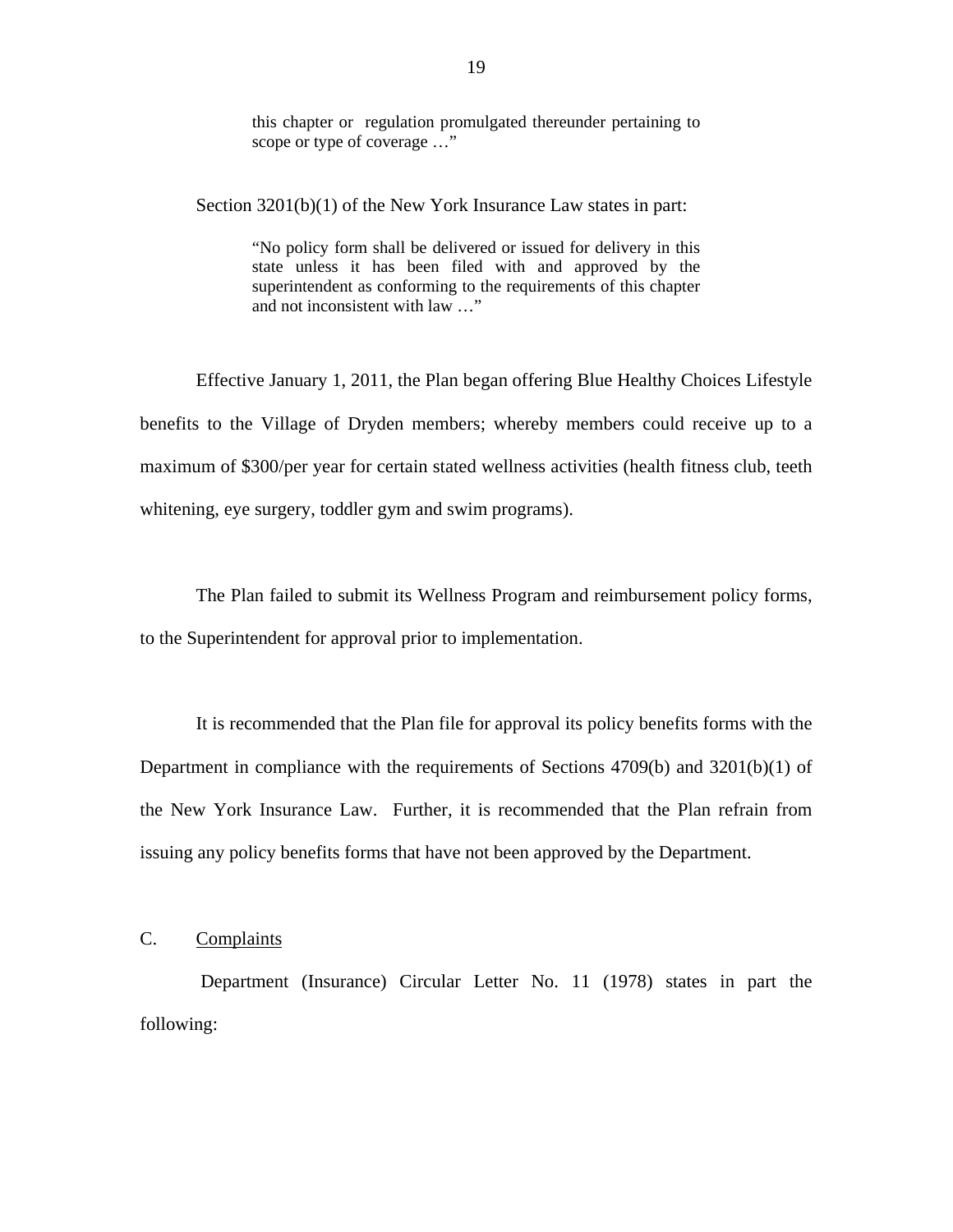> this chapter or regulation promulgated thereunder pertaining to scope or type of coverage …"

Section 3201(b)(1) of the New York Insurance Law states in part:

> "No policy form shall be delivered or issued for delivery in this state unless it has been filed with and approved by the superintendent as conforming to the requirements of this chapter and not inconsistent with law …"

Effective January 1, 2011, the Plan began offering Blue Healthy Choices Lifestyle benefits to the Village of Dryden members; whereby members could receive up to a maximum of $300/per year for certain stated wellness activities (health fitness club, teeth whitening, eye surgery, toddler gym and swim programs).

The Plan failed to submit its Wellness Program and reimbursement policy forms, to the Superintendent for approval prior to implementation.

It is recommended that the Plan file for approval its policy benefits forms with the Department in compliance with the requirements of Sections 4709(b) and 3201(b)(1) of the New York Insurance Law. Further, it is recommended that the Plan refrain from issuing any policy benefits forms that have not been approved by the Department.

C. Complaints

Department (Insurance) Circular Letter No. 11 (1978) states in part the following: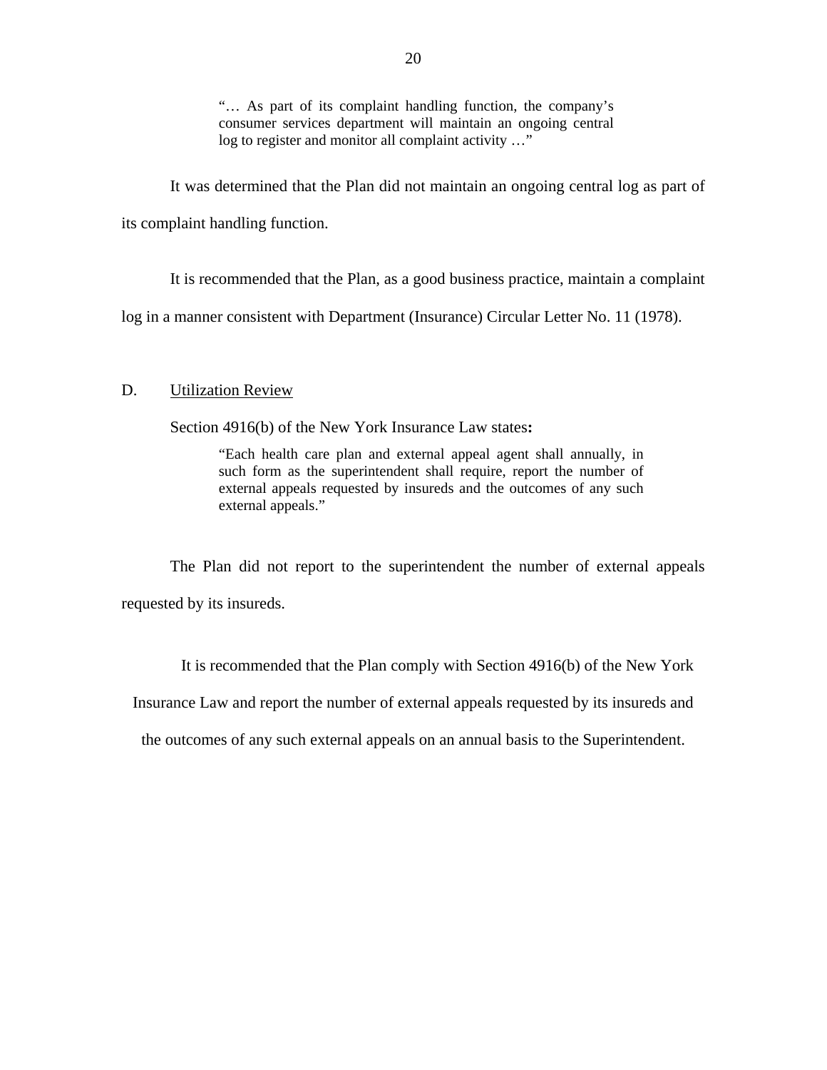> "… As part of its complaint handling function, the company's consumer services department will maintain an ongoing central log to register and monitor all complaint activity …"

It was determined that the Plan did not maintain an ongoing central log as part of its complaint handling function.

It is recommended that the Plan, as a good business practice, maintain a complaint log in a manner consistent with Department (Insurance) Circular Letter No. 11 (1978).

## D. Utilization Review

Section 4916(b) of the New York Insurance Law states**:**

> "Each health care plan and external appeal agent shall annually, in such form as the superintendent shall require, report the number of external appeals requested by insureds and the outcomes of any such external appeals."

The Plan did not report to the superintendent the number of external appeals requested by its insureds.

It is recommended that the Plan comply with Section 4916(b) of the New York Insurance Law and report the number of external appeals requested by its insureds and the outcomes of any such external appeals on an annual basis to the Superintendent.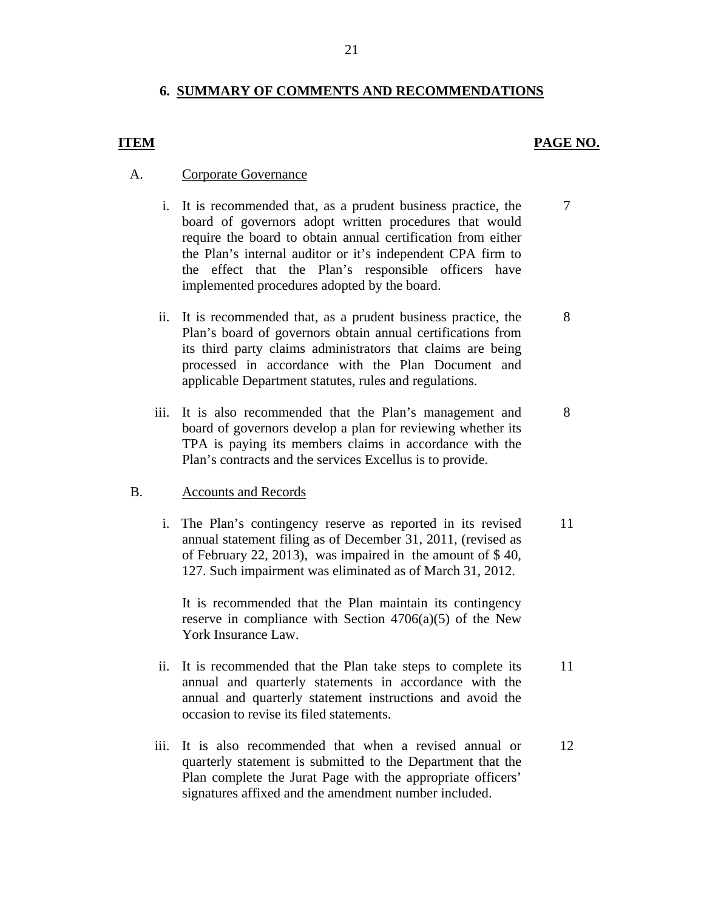## 6. SUMMARY OF COMMENTS AND RECOMMENDATIONS

| ITEM | | PAGE NO. |
|---|---|---|
| A. | Corporate Governance | |
| i. | It is recommended that, as a prudent business practice, the board of governors adopt written procedures that would require the board to obtain annual certification from either the Plan's internal auditor or it's independent CPA firm to the effect that the Plan's responsible officers have implemented procedures adopted by the board. | 7 |
| ii. | It is recommended that, as a prudent business practice, the Plan's board of governors obtain annual certifications from its third party claims administrators that claims are being processed in accordance with the Plan Document and applicable Department statutes, rules and regulations. | 8 |
| iii. | It is also recommended that the Plan's management and board of governors develop a plan for reviewing whether its TPA is paying its members claims in accordance with the Plan's contracts and the services Excellus is to provide. | 8 |
| B. | Accounts and Records | |
| i. | The Plan's contingency reserve as reported in its revised annual statement filing as of December 31, 2011, (revised as of February 22, 2013), was impaired in the amount of $ 40, 127. Such impairment was eliminated as of March 31, 2012.<br><br>It is recommended that the Plan maintain its contingency reserve in compliance with Section 4706(a)(5) of the New York Insurance Law. | 11 |
| ii. | It is recommended that the Plan take steps to complete its annual and quarterly statements in accordance with the annual and quarterly statement instructions and avoid the occasion to revise its filed statements. | 11 |
| iii. | It is also recommended that when a revised annual or quarterly statement is submitted to the Department that the Plan complete the Jurat Page with the appropriate officers' signatures affixed and the amendment number included. | 12 |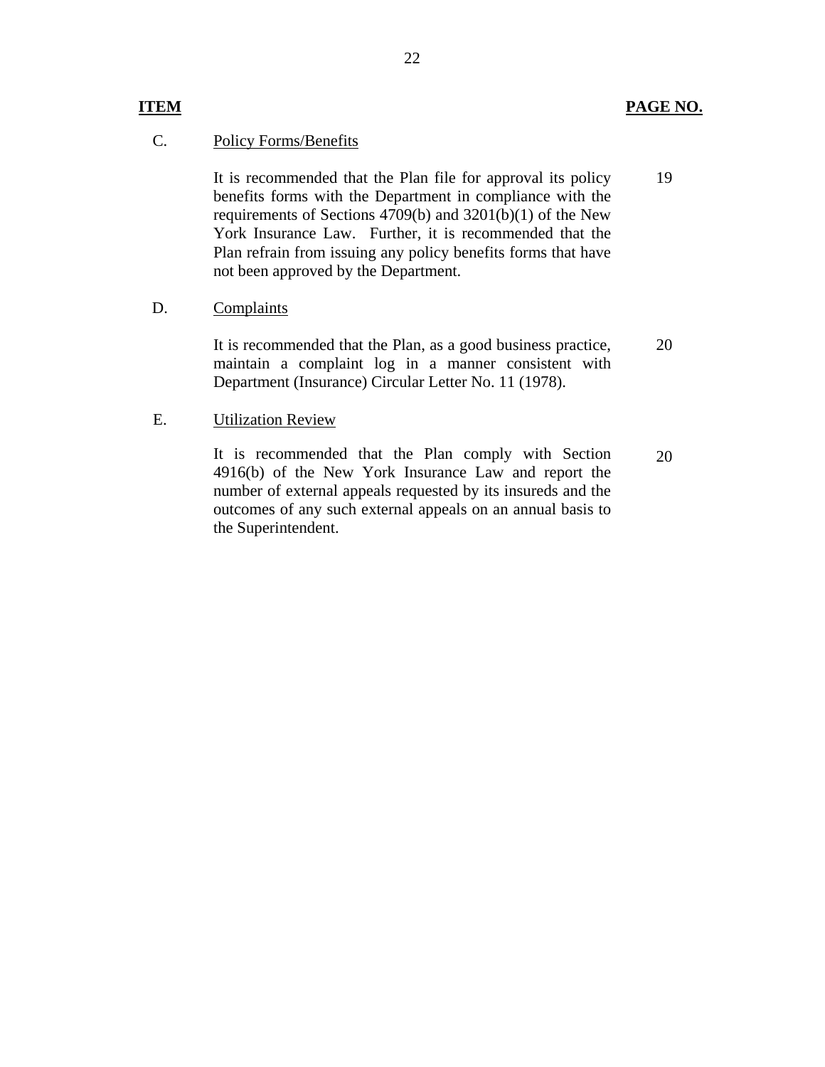| ITEM | | PAGE NO. |
|---|---|---|
| C. | Policy Forms/Benefits | |
| | It is recommended that the Plan file for approval its policy benefits forms with the Department in compliance with the requirements of Sections 4709(b) and 3201(b)(1) of the New York Insurance Law. Further, it is recommended that the Plan refrain from issuing any policy benefits forms that have not been approved by the Department. | 19 |
| D. | Complaints | |
| | It is recommended that the Plan, as a good business practice, maintain a complaint log in a manner consistent with Department (Insurance) Circular Letter No. 11 (1978). | 20 |
| E. | Utilization Review | |
| | It is recommended that the Plan comply with Section 4916(b) of the New York Insurance Law and report the number of external appeals requested by its insureds and the outcomes of any such external appeals on an annual basis to the Superintendent. | 20 |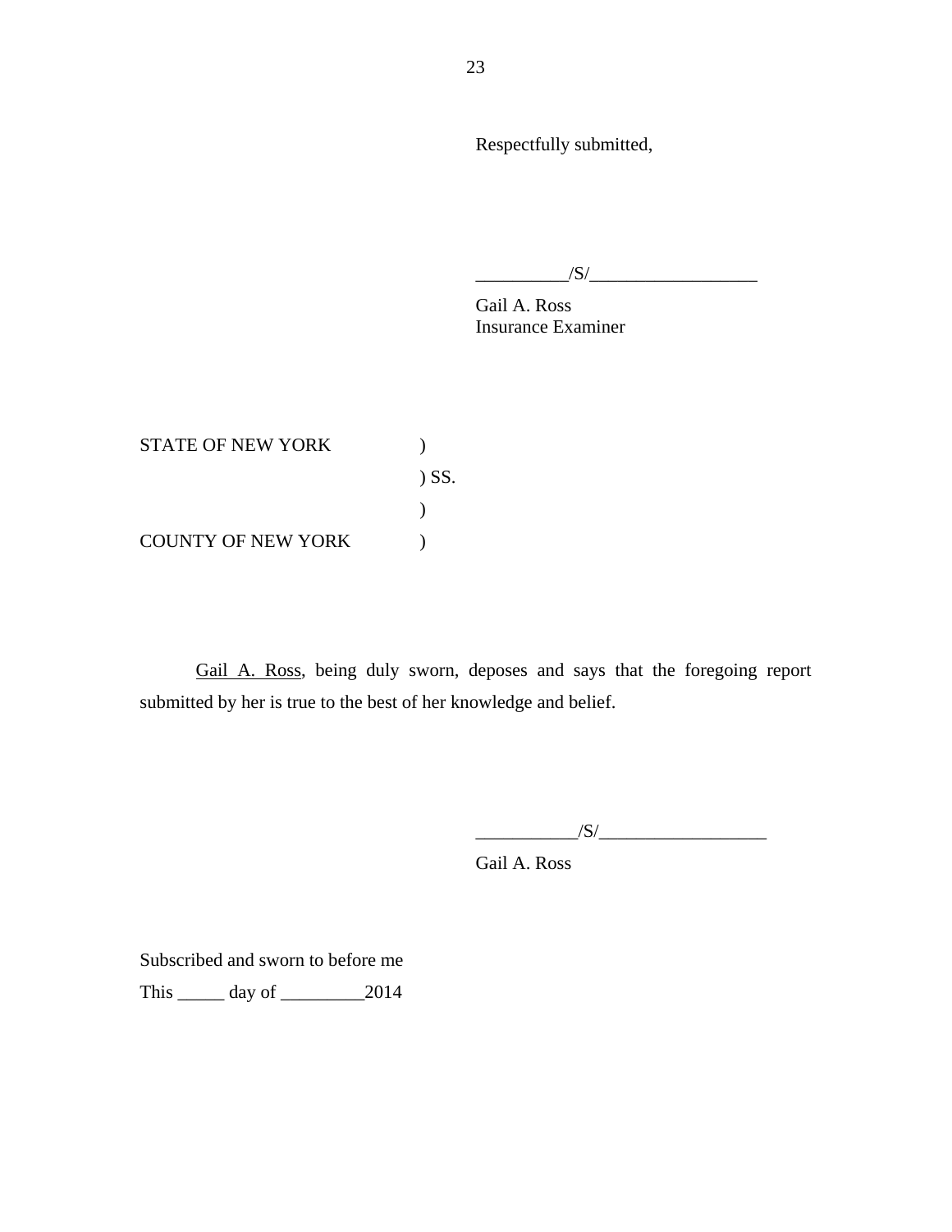Respectfully submitted,

__________/S/__________________

Gail A. Ross
Insurance Examiner

STATE OF NEW YORK )

) SS.

)

COUNTY OF NEW YORK )

<u>Gail A. Ross</u>, being duly sworn, deposes and says that the foregoing report submitted by her is true to the best of her knowledge and belief.

___________/S/__________________

Gail A. Ross

Subscribed and sworn to before me

This _____ day of _________2014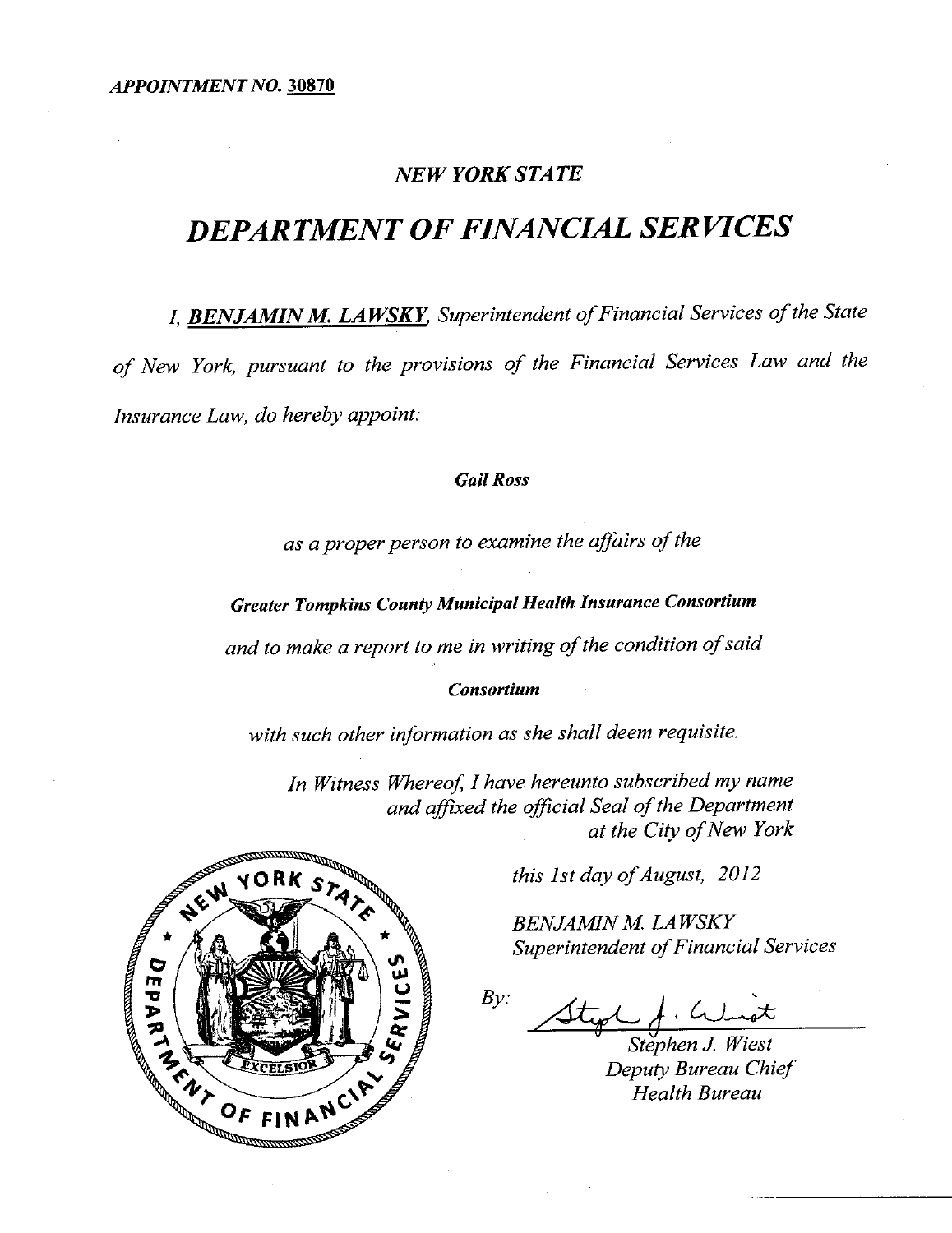*APPOINTMENT NO.* 30870

## *NEW YORK STATE*

# *DEPARTMENT OF FINANCIAL SERVICES*

*I,* ***BENJAMIN M. LAWSKY****, Superintendent of Financial Services of the State of New York, pursuant to the provisions of the Financial Services Law and the Insurance Law, do hereby appoint:*

***Gail Ross***

*as a proper person to examine the affairs of the*

***Greater Tompkins County Municipal Health Insurance Consortium***

*and to make a report to me in writing of the condition of said*

***Consortium***

*with such other information as she shall deem requisite.*

*In Witness Whereof, I have hereunto subscribed my name and affixed the official Seal of the Department at the City of New York*

*this 1st day of August, 2012*

*BENJAMIN M. LAWSKY*
*Superintendent of Financial Services*

*By:*

*Stephen J. Wiest*
*Deputy Bureau Chief*
*Health Bureau*